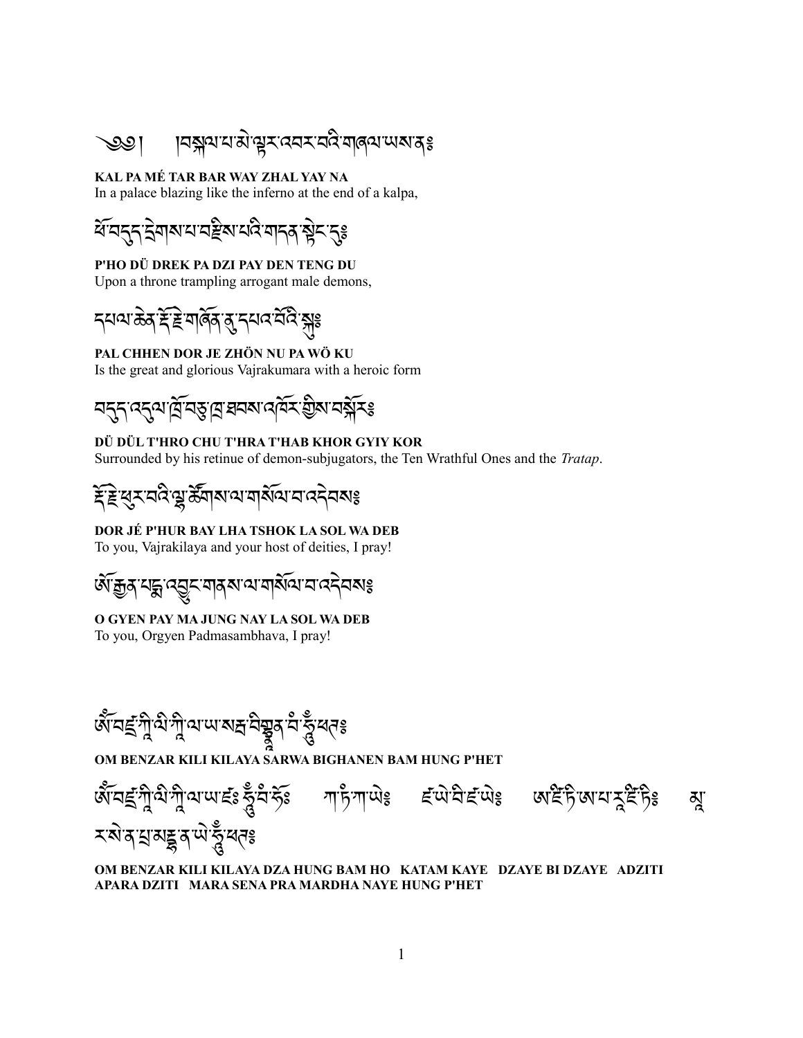༄༅། །བསྐལ་པ་མེ་ལྟར་འབར་བའི་གཞལ་ཡས་ནཿ

**KAL PA MÉ TAR BAR WAY ZHAL YAY NA**
In a palace blazing like the inferno at the end of a kalpa,

ཕོ་བདུད་དྲེགས་པ་བརྫིས་པའི་གདན་སྟེང་དུཿ

**P'HO DÜ DREK PA DZI PAY DEN TENG DU**
Upon a throne trampling arrogant male demons,

དཔལ་ཆེན་རྡོ་རྗེ་གཞོན་ནུ་དཔའ་བོའི་སྐུཿ

**PAL CHHEN DOR JE ZHÖN NU PA WÖ KU**
Is the great and glorious Vajrakumara with a heroic form

བདུད་འདུལ་ཁྲོ་བཅུ་ཁྲ་ཐབས་འཁོར་གྱིས་བསྐོརཿ

**DÜ DÜL T'HRO CHU T'HRA T'HAB KHOR GYIY KOR**
Surrounded by his retinue of demon-subjugators, the Ten Wrathful Ones and the *Tratap*.

རྡོ་རྗེ་ཕུར་བའི་ལྷ་ཚོགས་ལ་གསོལ་བ་འདེབསཿ

**DOR JÉ P'HUR BAY LHA TSHOK LA SOL WA DEB**
To you, Vajrakilaya and your host of deities, I pray!

ཨོ་རྒྱན་པདྨ་འབྱུང་གནས་ལ་གསོལ་བ་འདེབསཿ

**O GYEN PAY MA JUNG NAY LA SOL WA DEB**
To you, Orgyen Padmasambhava, I pray!

ཨོཾ་བཛྲ་ཀཱི་ལི་ཀཱི་ལ་ཡ་སརྦ་བིགྷྣཱན་བཾ་ཧཱུྃ་ཕཊཿ

**OM BENZAR KILI KILAYA SARWA BIGHANEN BAM HUNG P'HET**

ཨོཾ་བཛྲ་ཀཱི་ལི་ཀཱི་ལ་ཡ་ཛཿ ཧཱུྃ་བཾ་ཧོཿ ཀ་ཊཾ་ཀ་ཡེཿ ཛ་ཡེ་བི་ཛ་ཡེཿ ཨ་ཇི་ཏེ་ཨ་པ་རཱ་ཇི་ཏེཿ མཱ་ར་སེ་ན་པྲ་མརྡྷ་ན་ཡེ་ཧཱུྃ་ཕཊཿ

**OM BENZAR KILI KILAYA DZA HUNG BAM HO KATAM KAYE DZAYE BI DZAYE ADZITI APARA DZITI MARA SENA PRA MARDHA NAYE HUNG P'HET**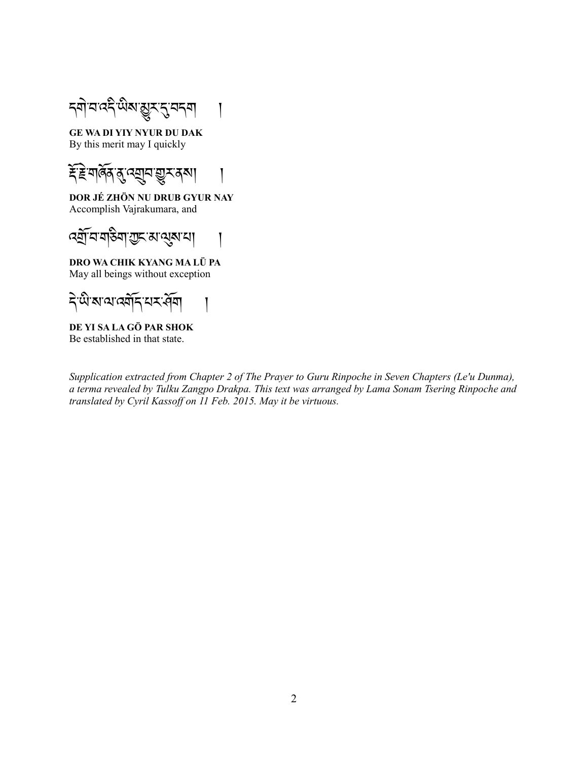དགེ་བ་འདི་ཡིས་མྱུར་དུ་བདག །

**GE WA DI YIY NYUR DU DAK**
By this merit may I quickly

རྡོ་རྗེ་གཞོན་ནུ་འགྲུབ་གྱུར་ནས། །

**DOR JÉ ZHÖN NU DRUB GYUR NAY**
Accomplish Vajrakumara, and

འགྲོ་བ་གཅིག་ཀྱང་མ་ལུས་པ། །

**DRO WA CHIK KYANG MA LÜ PA**
May all beings without exception

དེ་ཡི་ས་ལ་འགོད་པར་ཤོག །

**DE YI SA LA GÖ PAR SHOK**
Be established in that state.

*Supplication extracted from Chapter 2 of The Prayer to Guru Rinpoche in Seven Chapters (Le'u Dunma), a terma revealed by Tulku Zangpo Drakpa. This text was arranged by Lama Sonam Tsering Rinpoche and translated by Cyril Kassoff on 11 Feb. 2015. May it be virtuous.*